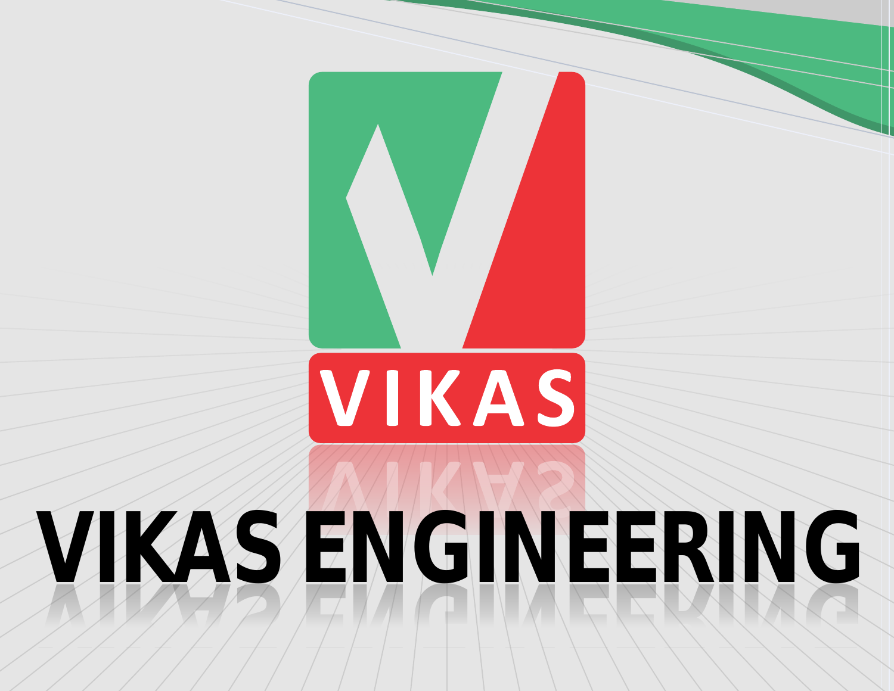VIKAS

# VIKAS ENGINEERING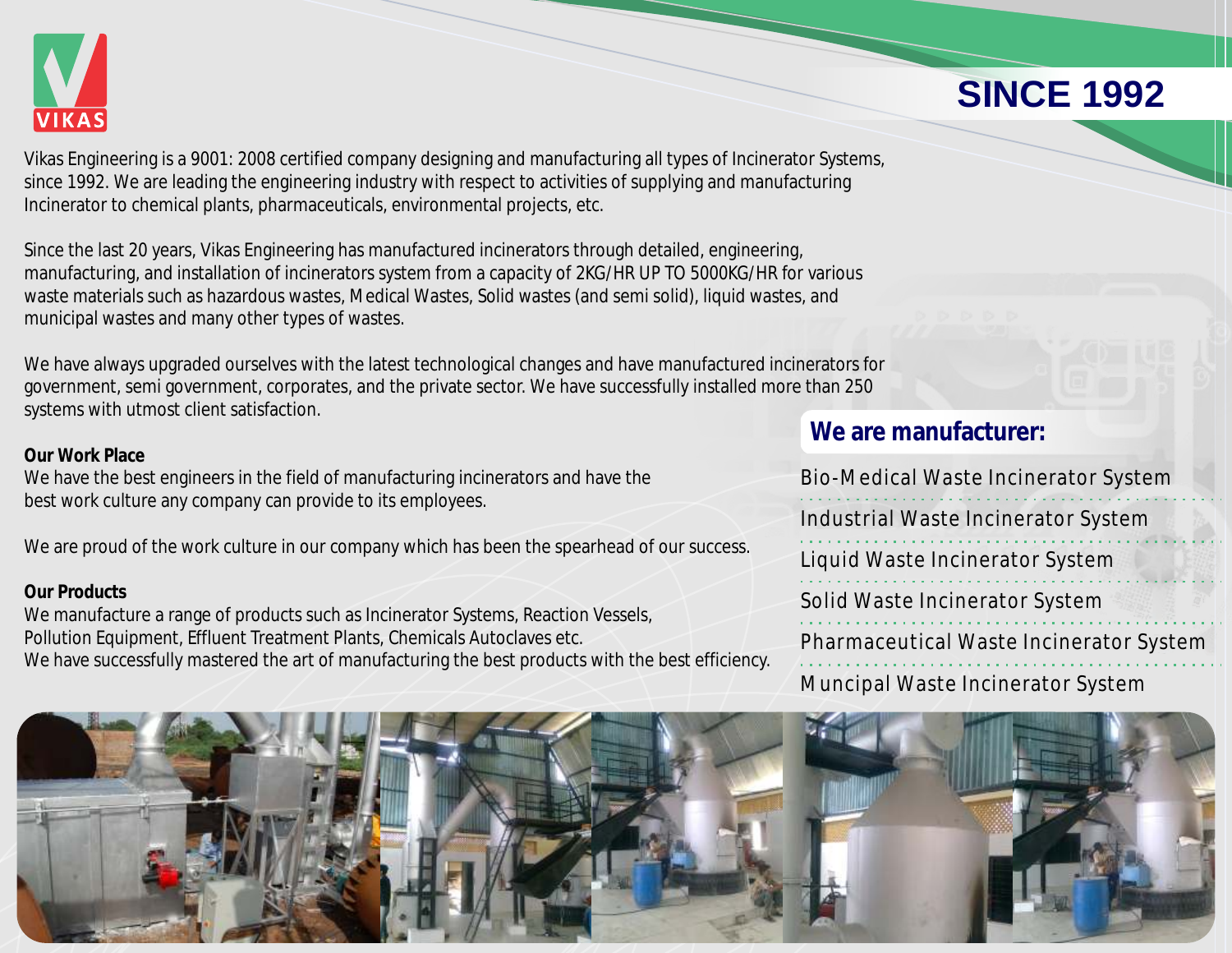VIKAS

## SINCE 1992

Vikas Engineering is a 9001: 2008 certified company designing and manufacturing all types of Incinerator Systems, since 1992. We are leading the engineering industry with respect to activities of supplying and manufacturing Incinerator to chemical plants, pharmaceuticals, environmental projects, etc.

Since the last 20 years, Vikas Engineering has manufactured incinerators through detailed, engineering, manufacturing, and installation of incinerators system from a capacity of 2KG/HR UP TO 5000KG/HR for various waste materials such as hazardous wastes, Medical Wastes, Solid wastes (and semi solid), liquid wastes, and municipal wastes and many other types of wastes.

We have always upgraded ourselves with the latest technological changes and have manufactured incinerators for government, semi government, corporates, and the private sector. We have successfully installed more than 250 systems with utmost client satisfaction.

**Our Work Place**

We have the best engineers in the field of manufacturing incinerators and have the best work culture any company can provide to its employees.

We are proud of the work culture in our company which has been the spearhead of our success.

**Our Products**

We manufacture a range of products such as Incinerator Systems, Reaction Vessels, Pollution Equipment, Effluent Treatment Plants, Chemicals Autoclaves etc.
We have successfully mastered the art of manufacturing the best products with the best efficiency.

### We are manufacturer:

- Bio-Medical Waste Incinerator System
- Industrial Waste Incinerator System
- Liquid Waste Incinerator System
- Solid Waste Incinerator System
- Pharmaceutical Waste Incinerator System
- Muncipal Waste Incinerator System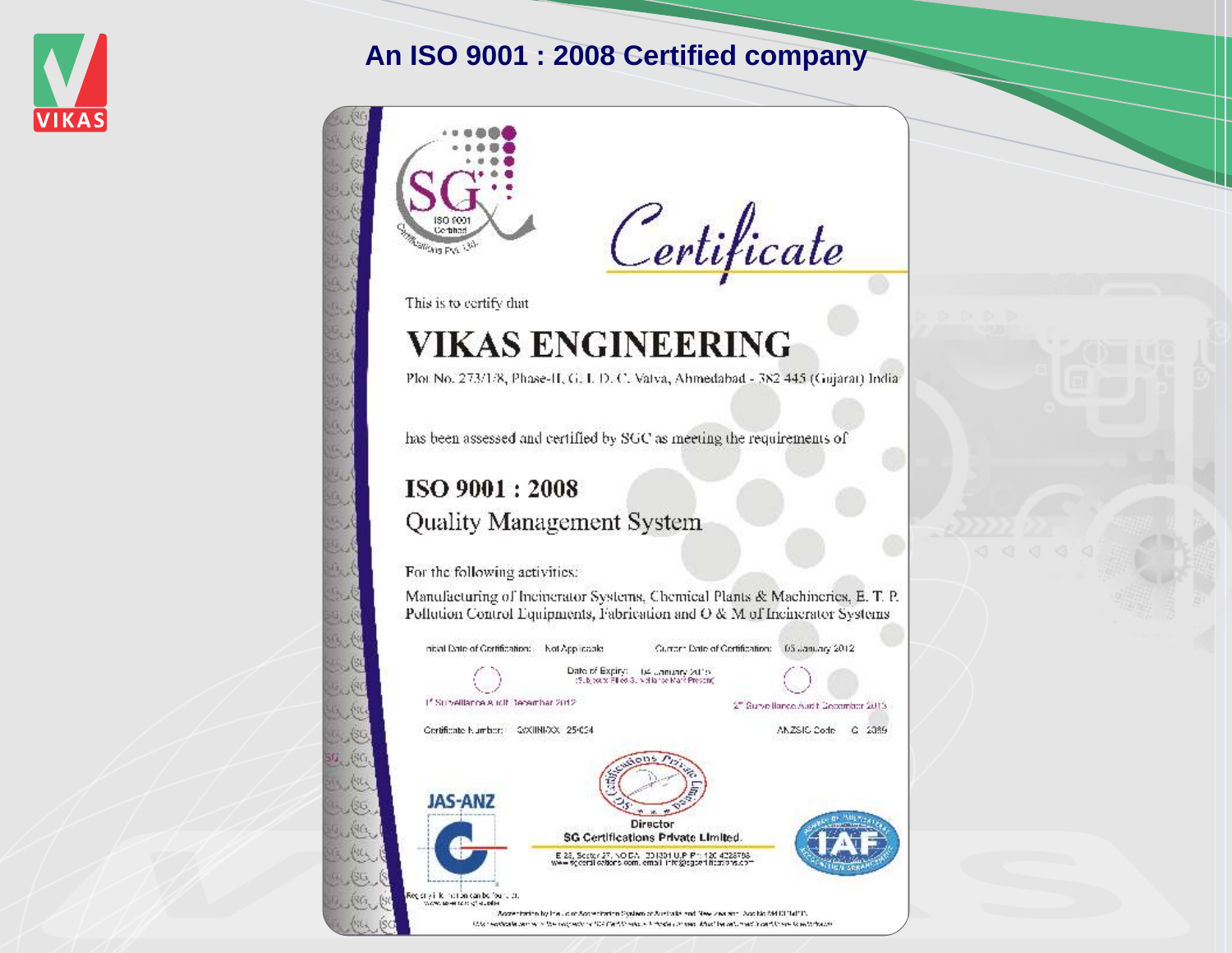# An ISO 9001 : 2008 Certified company

# Certificate

This is to certify that

## VIKAS ENGINEERING

Plot No. 273/1/8, Phase-II, G. I. D. C. Vatva, Ahmedabad - 382 445 (Gujarat) India

has been assessed and certified by SGC as meeting the requirements of

## ISO 9001 : 2008

Quality Management System

For the following activities:

Manufacturing of Incinerator Systems, Chemical Plants & Machineries, E. T. P. Pollution Control Equipments, Fabrication and O & M of Incinerator Systems

Initial Date of Certification: Not Applicable

Current Date of Certification: 05 January 2012

Date of Expiry: 04 January 2015

1st Surveillance Audit December 2012

2nd Surveillance Audit December 2013

Certificate Number: QXIIINIXX 25024

ANZSIC Code: C 2089

JAS-ANZ

Director

SG Certifications Private Limited.

IAF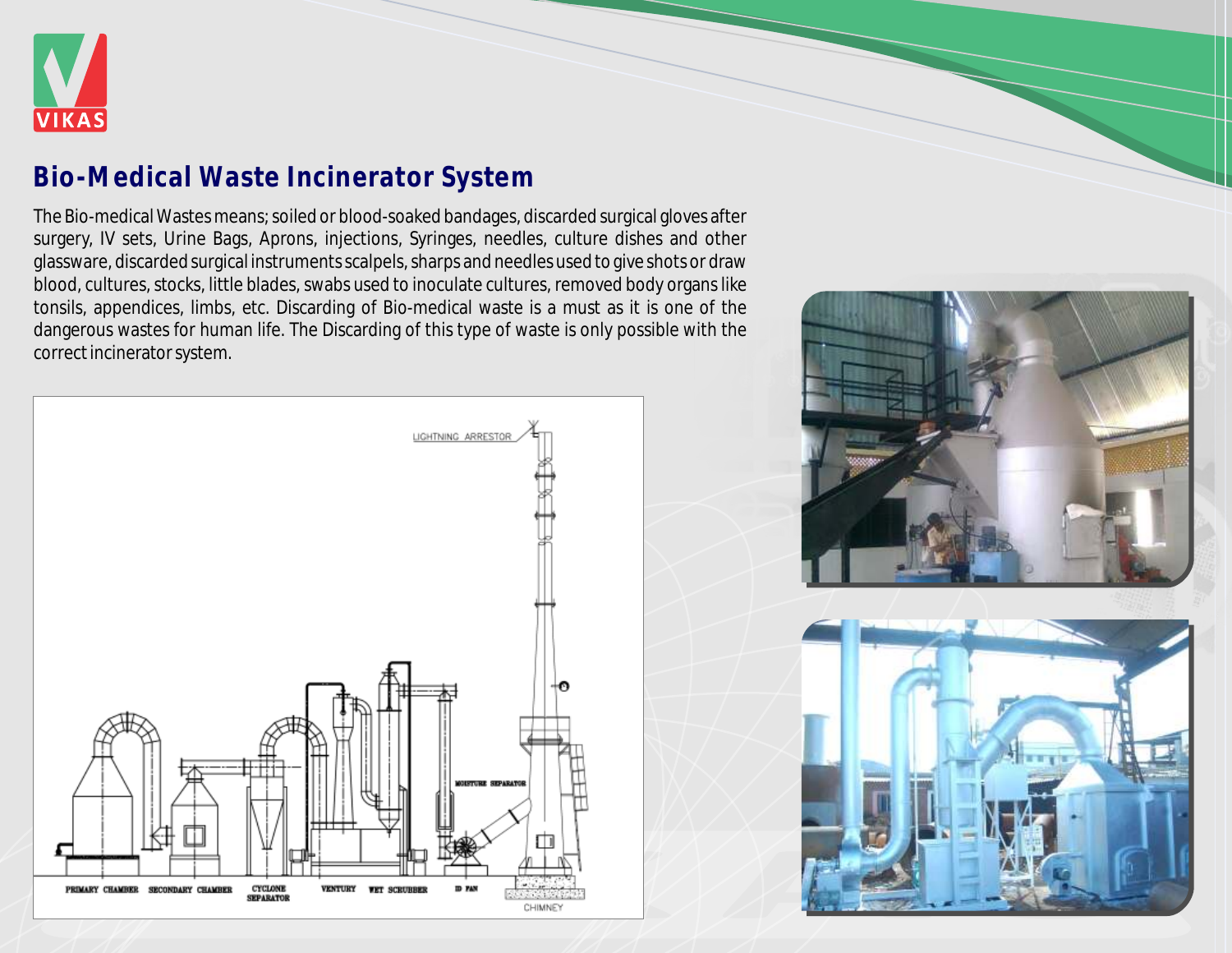## Bio-Medical Waste Incinerator System

The Bio-medical Wastes means; soiled or blood-soaked bandages, discarded surgical gloves after surgery, IV sets, Urine Bags, Aprons, injections, Syringes, needles, culture dishes and other glassware, discarded surgical instruments scalpels, sharps and needles used to give shots or draw blood, cultures, stocks, little blades, swabs used to inoculate cultures, removed body organs like tonsils, appendices, limbs, etc. Discarding of Bio-medical waste is a must as it is one of the dangerous wastes for human life. The Discarding of this type of waste is only possible with the correct incinerator system.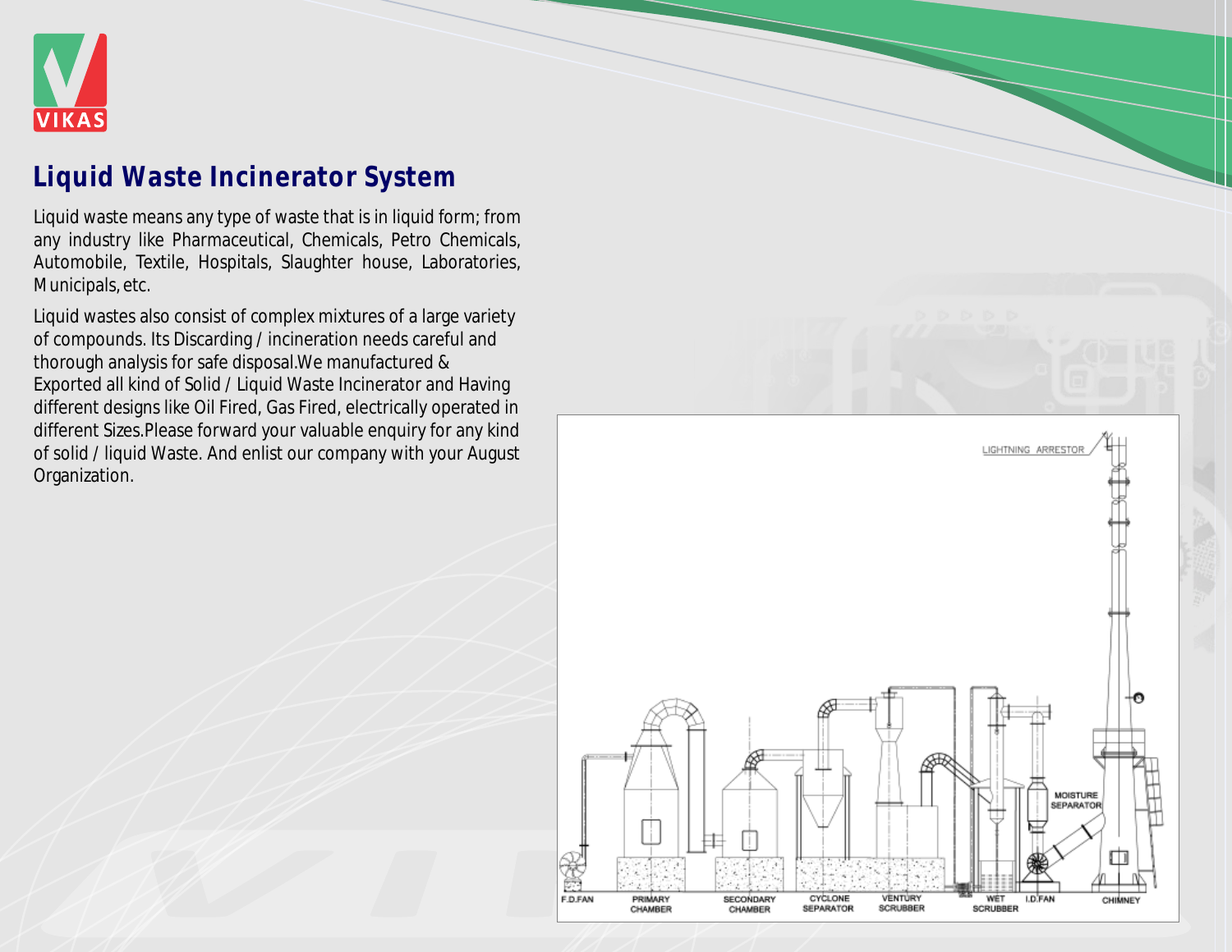## Liquid Waste Incinerator System

Liquid waste means any type of waste that is in liquid form; from any industry like Pharmaceutical, Chemicals, Petro Chemicals, Automobile, Textile, Hospitals, Slaughter house, Laboratories, Municipals, etc.

Liquid wastes also consist of complex mixtures of a large variety of compounds. Its Discarding / incineration needs careful and thorough analysis for safe disposal.We manufactured & Exported all kind of Solid / Liquid Waste Incinerator and Having different designs like Oil Fired, Gas Fired, electrically operated in different Sizes.Please forward your valuable enquiry for any kind of solid / liquid Waste. And enlist our company with your August Organization.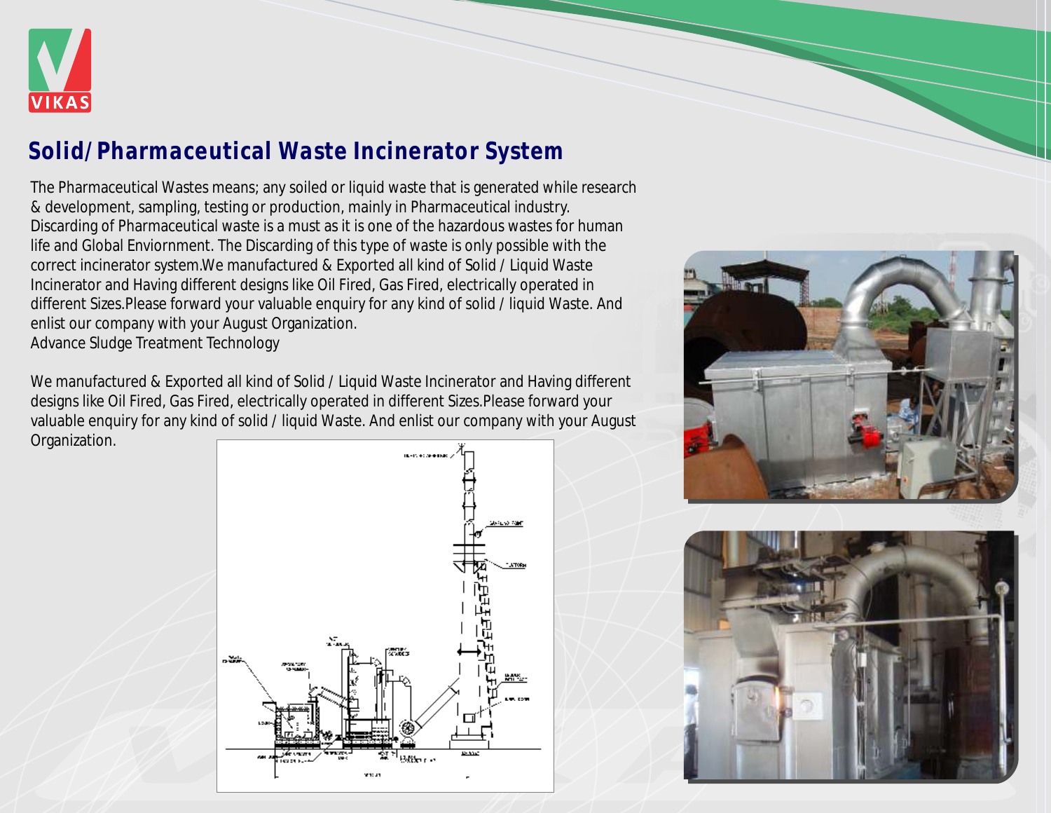## Solid/Pharmaceutical Waste Incinerator System

The Pharmaceutical Wastes means; any soiled or liquid waste that is generated while research & development, sampling, testing or production, mainly in Pharmaceutical industry. Discarding of Pharmaceutical waste is a must as it is one of the hazardous wastes for human life and Global Enviornment. The Discarding of this type of waste is only possible with the correct incinerator system.We manufactured & Exported all kind of Solid / Liquid Waste Incinerator and Having different designs like Oil Fired, Gas Fired, electrically operated in different Sizes.Please forward your valuable enquiry for any kind of solid / liquid Waste. And enlist our company with your August Organization.
Advance Sludge Treatment Technology

We manufactured & Exported all kind of Solid / Liquid Waste Incinerator and Having different designs like Oil Fired, Gas Fired, electrically operated in different Sizes.Please forward your valuable enquiry for any kind of solid / liquid Waste. And enlist our company with your August Organization.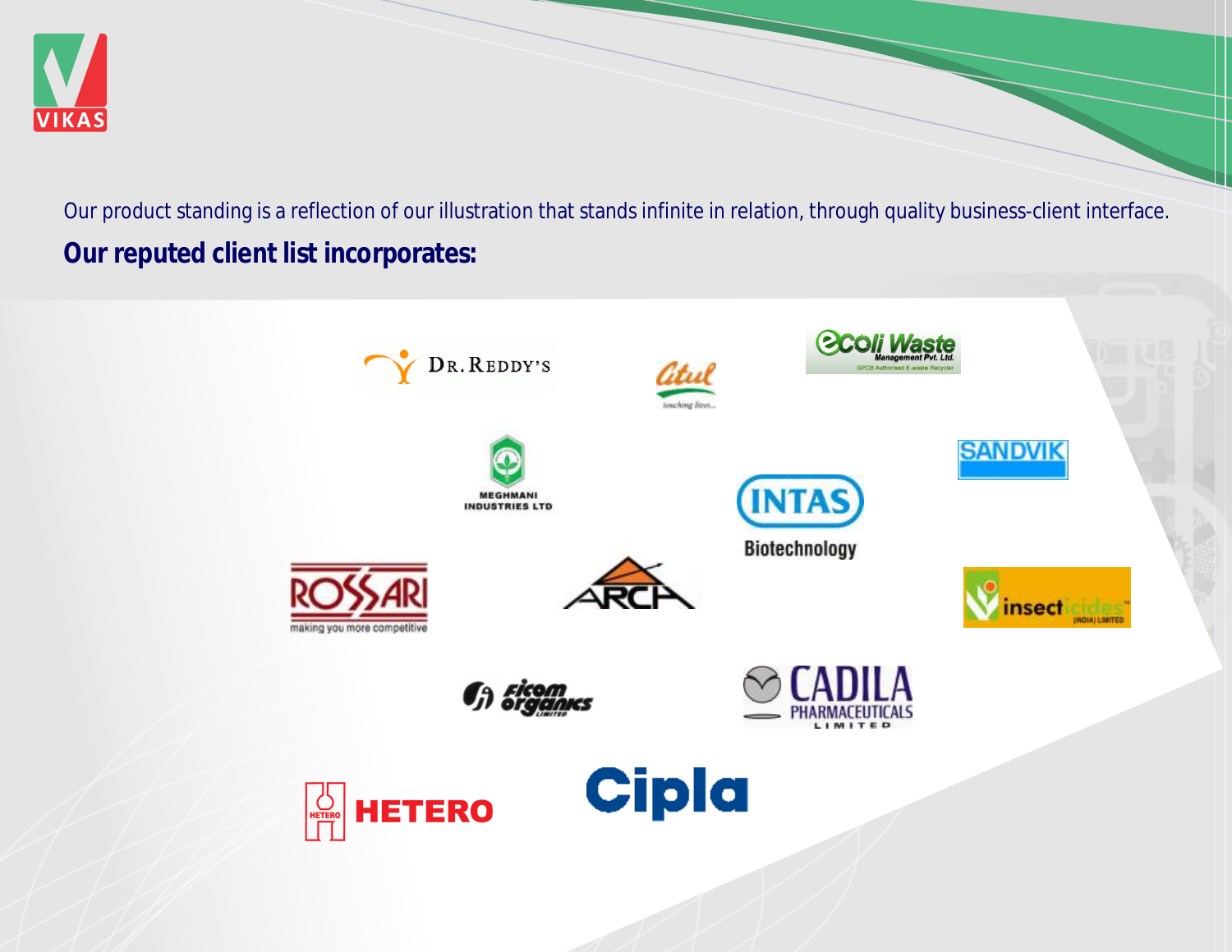Our product standing is a reflection of our illustration that stands infinite in relation, through quality business-client interface.

**Our reputed client list incorporates:**

- Dr. Reddy's
- Atul
- Ecoli Waste Management Pvt. Ltd.
- Meghmani Industries Ltd
- Sandvik
- Intas Biotechnology
- Rossari
- Arch
- Insecticides (India) Limited
- Ficom Organics Limited
- Cadila Pharmaceuticals Limited
- Hetero
- Cipla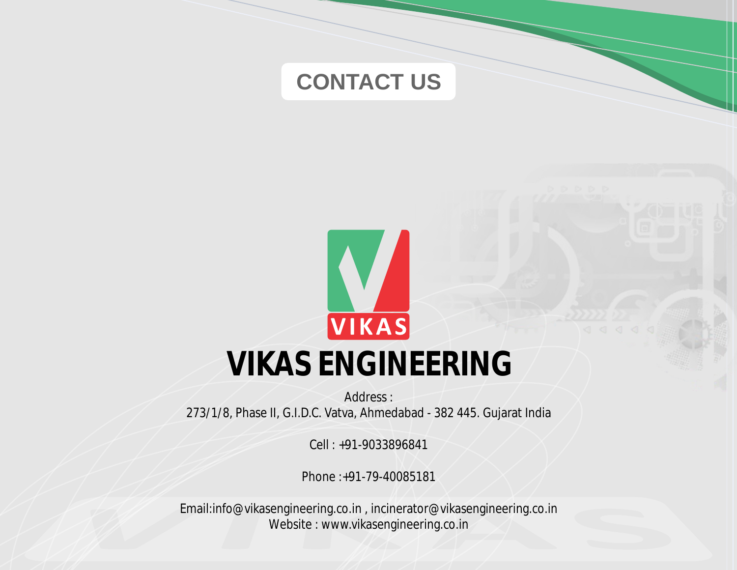# CONTACT US

VIKAS

## VIKAS ENGINEERING

Address :
273/1/8, Phase II, G.I.D.C. Vatva, Ahmedabad - 382 445. Gujarat India

Cell : +91-9033896841

Phone :+91-79-40085181

Email:info@vikasengineering.co.in , incinerator@vikasengineering.co.in
Website : www.vikasengineering.co.in